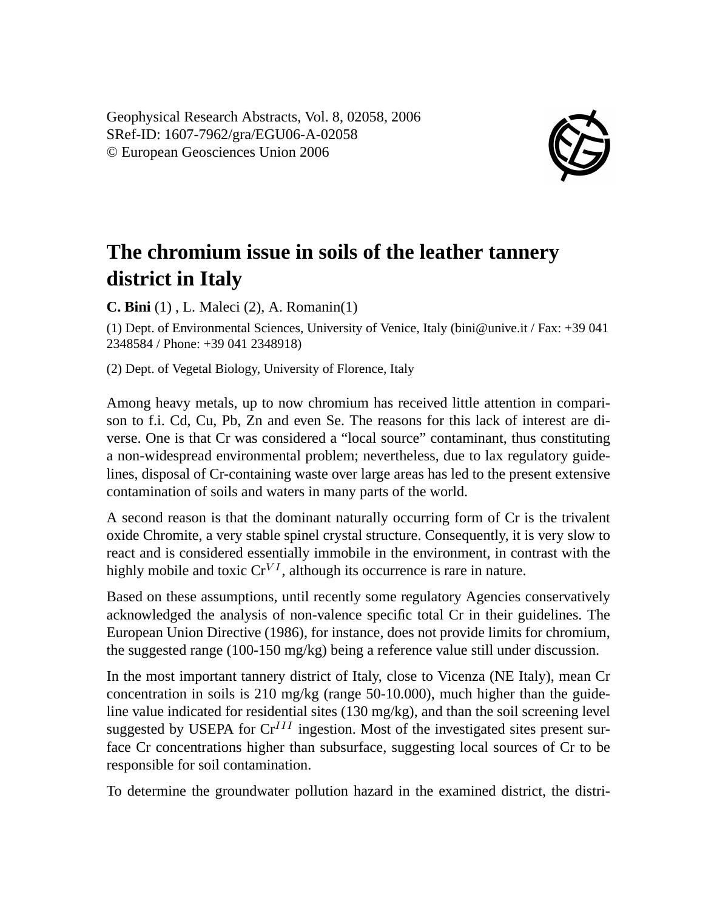Geophysical Research Abstracts, Vol. 8, 02058, 2006
SRef-ID: 1607-7962/gra/EGU06-A-02058
© European Geosciences Union 2006

# The chromium issue in soils of the leather tannery district in Italy

**C. Bini** (1) , L. Maleci (2), A. Romanin(1)

(1) Dept. of Environmental Sciences, University of Venice, Italy (bini@unive.it / Fax: +39 041 2348584 / Phone: +39 041 2348918)

(2) Dept. of Vegetal Biology, University of Florence, Italy

Among heavy metals, up to now chromium has received little attention in comparison to f.i. Cd, Cu, Pb, Zn and even Se. The reasons for this lack of interest are diverse. One is that Cr was considered a "local source" contaminant, thus constituting a non-widespread environmental problem; nevertheless, due to lax regulatory guidelines, disposal of Cr-containing waste over large areas has led to the present extensive contamination of soils and waters in many parts of the world.

A second reason is that the dominant naturally occurring form of Cr is the trivalent oxide Chromite, a very stable spinel crystal structure. Consequently, it is very slow to react and is considered essentially immobile in the environment, in contrast with the highly mobile and toxic $Cr^{VI}$, although its occurrence is rare in nature.

Based on these assumptions, until recently some regulatory Agencies conservatively acknowledged the analysis of non-valence specific total Cr in their guidelines. The European Union Directive (1986), for instance, does not provide limits for chromium, the suggested range (100-150 mg/kg) being a reference value still under discussion.

In the most important tannery district of Italy, close to Vicenza (NE Italy), mean Cr concentration in soils is 210 mg/kg (range 50-10.000), much higher than the guideline value indicated for residential sites (130 mg/kg), and than the soil screening level suggested by USEPA for $Cr^{III}$ ingestion. Most of the investigated sites present surface Cr concentrations higher than subsurface, suggesting local sources of Cr to be responsible for soil contamination.

To determine the groundwater pollution hazard in the examined district, the distri-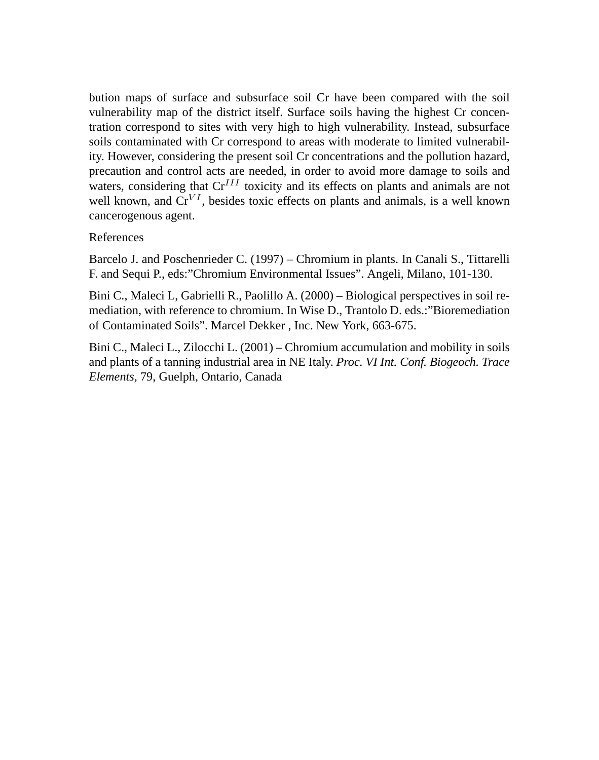bution maps of surface and subsurface soil Cr have been compared with the soil vulnerability map of the district itself. Surface soils having the highest Cr concentration correspond to sites with very high to high vulnerability. Instead, subsurface soils contaminated with Cr correspond to areas with moderate to limited vulnerability. However, considering the present soil Cr concentrations and the pollution hazard, precaution and control acts are needed, in order to avoid more damage to soils and waters, considering that $Cr^{III}$ toxicity and its effects on plants and animals are not well known, and $Cr^{VI}$, besides toxic effects on plants and animals, is a well known cancerogenous agent.

References

Barcelo J. and Poschenrieder C. (1997) – Chromium in plants. In Canali S., Tittarelli F. and Sequi P., eds:"Chromium Environmental Issues". Angeli, Milano, 101-130.

Bini C., Maleci L, Gabrielli R., Paolillo A. (2000) – Biological perspectives in soil remediation, with reference to chromium. In Wise D., Trantolo D. eds.:"Bioremediation of Contaminated Soils". Marcel Dekker , Inc. New York, 663-675.

Bini C., Maleci L., Zilocchi L. (2001) – Chromium accumulation and mobility in soils and plants of a tanning industrial area in NE Italy. *Proc. VI Int. Conf. Biogeoch. Trace Elements*, 79, Guelph, Ontario, Canada